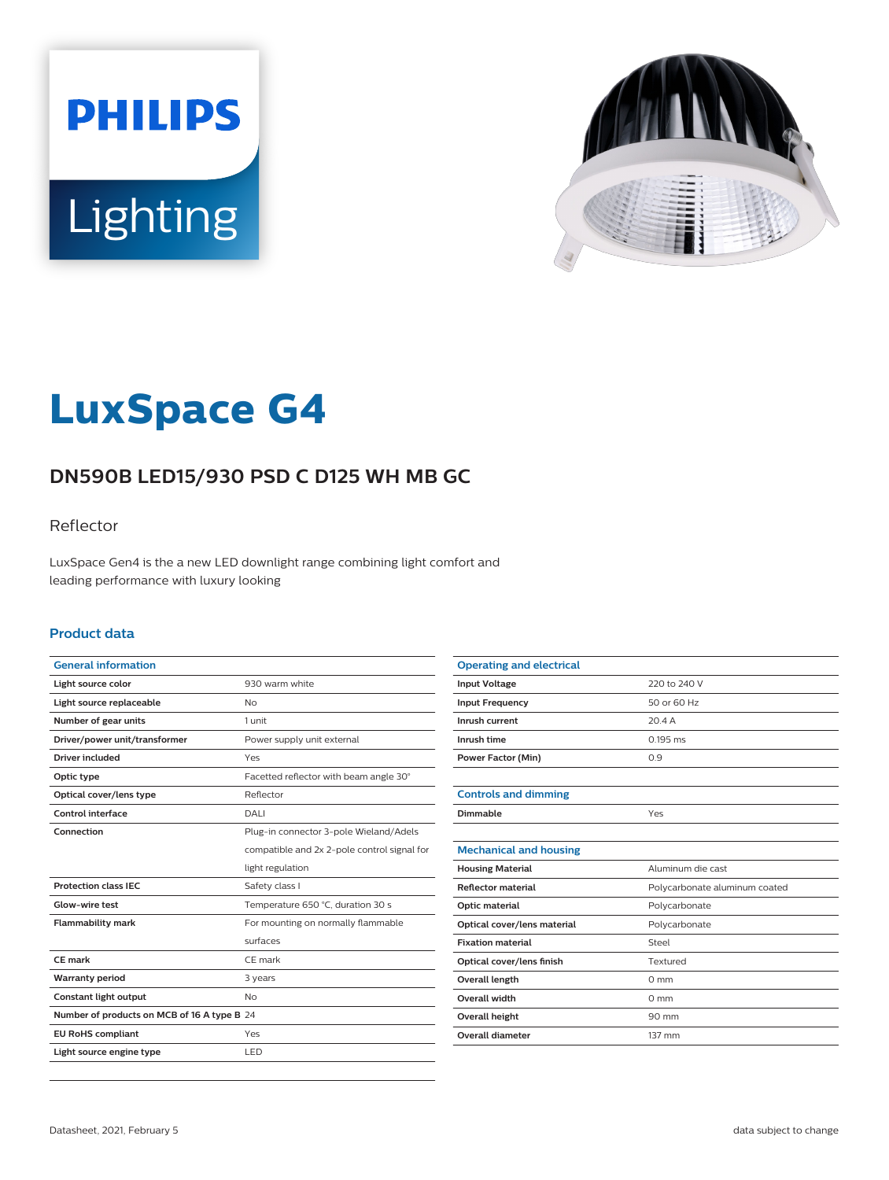PHILIPS

Lighting

# LuxSpace G4

## DN590B LED15/930 PSD C D125 WH MB GC

Reflector

LuxSpace Gen4 is the a new LED downlight range combining light comfort and leading performance with luxury looking

### Product data

| General information | |
|---|---|
| Light source color | 930 warm white |
| Light source replaceable | No |
| Number of gear units | 1 unit |
| Driver/power unit/transformer | Power supply unit external |
| Driver included | Yes |
| Optic type | Facetted reflector with beam angle 30° |
| Optical cover/lens type | Reflector |
| Control interface | DALI |
| Connection | Plug-in connector 3-pole Wieland/Adels compatible and 2x 2-pole control signal for light regulation |
| Protection class IEC | Safety class I |
| Glow-wire test | Temperature 650 °C, duration 30 s |
| Flammability mark | For mounting on normally flammable surfaces |
| CE mark | CE mark |
| Warranty period | 3 years |
| Constant light output | No |
| Number of products on MCB of 16 A type B | 24 |
| EU RoHS compliant | Yes |
| Light source engine type | LED |

| Operating and electrical | |
|---|---|
| Input Voltage | 220 to 240 V |
| Input Frequency | 50 or 60 Hz |
| Inrush current | 20.4 A |
| Inrush time | 0.195 ms |
| Power Factor (Min) | 0.9 |

| Controls and dimming | |
|---|---|
| Dimmable | Yes |

| Mechanical and housing | |
|---|---|
| Housing Material | Aluminum die cast |
| Reflector material | Polycarbonate aluminum coated |
| Optic material | Polycarbonate |
| Optical cover/lens material | Polycarbonate |
| Fixation material | Steel |
| Optical cover/lens finish | Textured |
| Overall length | 0 mm |
| Overall width | 0 mm |
| Overall height | 90 mm |
| Overall diameter | 137 mm |

Datasheet, 2021, February 5 | data subject to change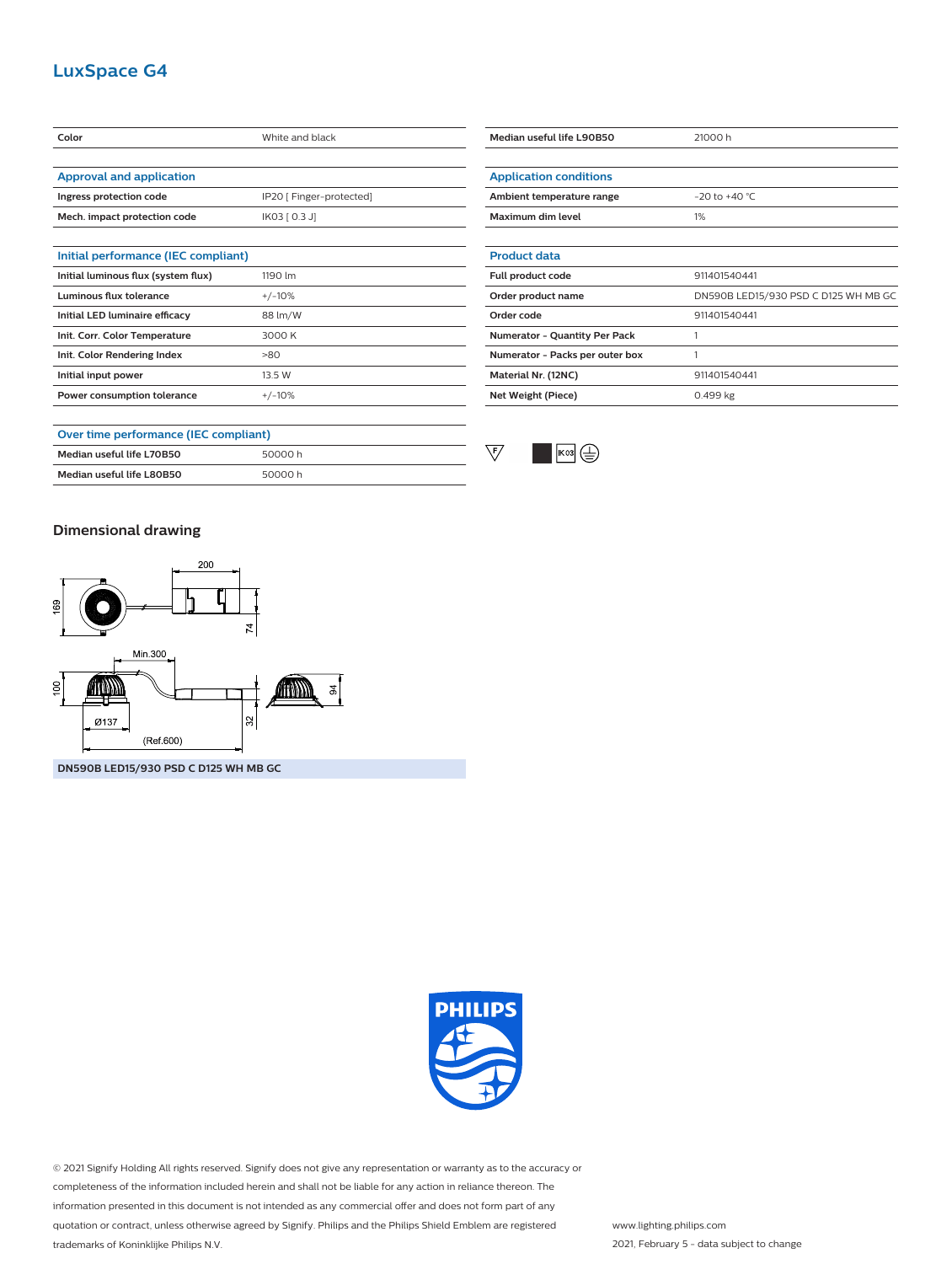# LuxSpace G4

| | |
|---|---|
| Color | White and black |

| Approval and application | |
|---|---|
| Ingress protection code | IP20 [ Finger-protected] |
| Mech. impact protection code | IK03 [ 0.3 J] |

| Initial performance (IEC compliant) | |
|---|---|
| Initial luminous flux (system flux) | 1190 lm |
| Luminous flux tolerance | +/-10% |
| Initial LED luminaire efficacy | 88 lm/W |
| Init. Corr. Color Temperature | 3000 K |
| Init. Color Rendering Index | >80 |
| Initial input power | 13.5 W |
| Power consumption tolerance | +/-10% |

| Over time performance (IEC compliant) | |
|---|---|
| Median useful life L70B50 | 50000 h |
| Median useful life L80B50 | 50000 h |

| | |
|---|---|
| Median useful life L90B50 | 21000 h |

| Application conditions | |
|---|---|
| Ambient temperature range | -20 to +40 °C |
| Maximum dim level | 1% |

| Product data | |
|---|---|
| Full product code | 911401540441 |
| Order product name | DN590B LED15/930 PSD C D125 WH MB GC |
| Order code | 911401540441 |
| Numerator - Quantity Per Pack | 1 |
| Numerator - Packs per outer box | 1 |
| Material Nr. (12NC) | 911401540441 |
| Net Weight (Piece) | 0.499 kg |

## Dimensional drawing

200
169
74
Min.300
100
Ø137
(Ref.600)
32
94

**DN590B LED15/930 PSD C D125 WH MB GC**

© 2021 Signify Holding All rights reserved. Signify does not give any representation or warranty as to the accuracy or completeness of the information included herein and shall not be liable for any action in reliance thereon. The information presented in this document is not intended as any commercial offer and does not form part of any quotation or contract, unless otherwise agreed by Signify. Philips and the Philips Shield Emblem are registered trademarks of Koninklijke Philips N.V.

www.lighting.philips.com

2021, February 5 - data subject to change